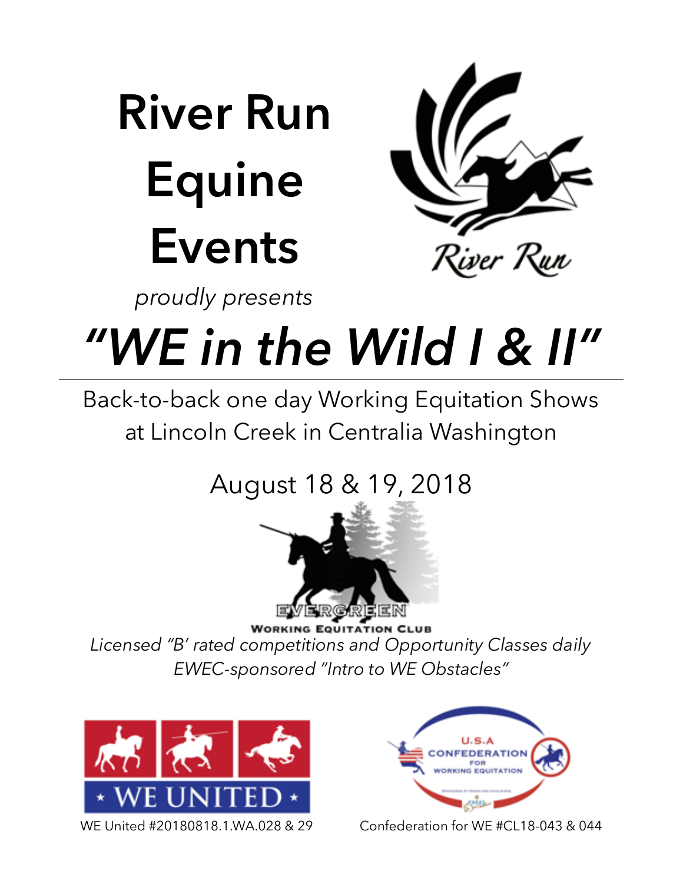# River Run Equine Events

*proudly presents*

# *"WE in the Wild I & II"*

---

Back-to-back one day Working Equitation Shows at Lincoln Creek in Centralia Washington

August 18 & 19, 2018

EVERGREEN
WORKING EQUITATION CLUB

*Licensed "B' rated competitions and Opportunity Classes daily*
*EWEC-sponsored "Intro to WE Obstacles"*

WE United #20180818.1.WA.028 & 29

Confederation for WE #CL18-043 & 044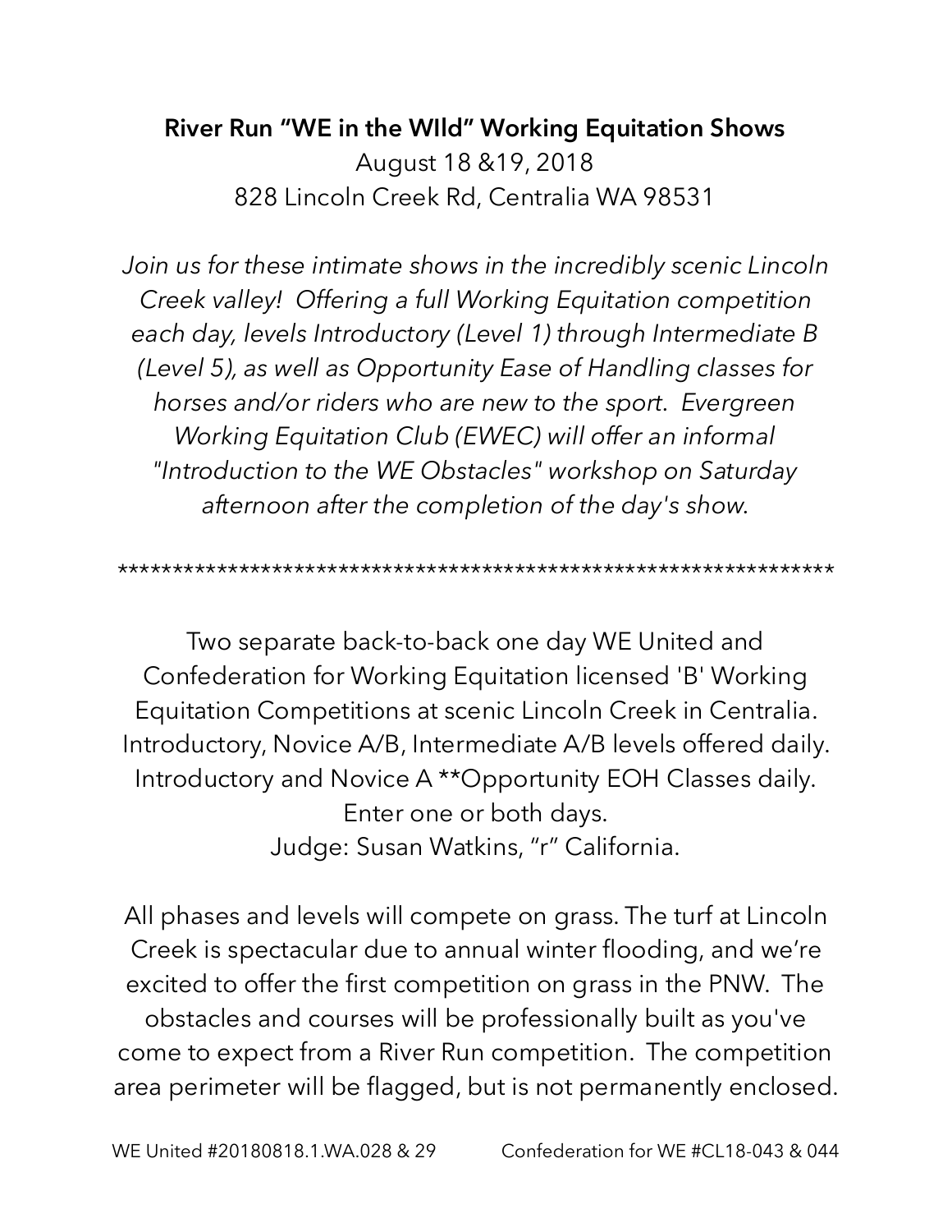**River Run "WE in the WIld" Working Equitation Shows**

August 18 &19, 2018

828 Lincoln Creek Rd, Centralia WA 98531

*Join us for these intimate shows in the incredibly scenic Lincoln Creek valley! Offering a full Working Equitation competition each day, levels Introductory (Level 1) through Intermediate B (Level 5), as well as Opportunity Ease of Handling classes for horses and/or riders who are new to the sport. Evergreen Working Equitation Club (EWEC) will offer an informal "Introduction to the WE Obstacles" workshop on Saturday afternoon after the completion of the day's show.*

*****************************************************************

Two separate back-to-back one day WE United and Confederation for Working Equitation licensed 'B' Working Equitation Competitions at scenic Lincoln Creek in Centralia. Introductory, Novice A/B, Intermediate A/B levels offered daily. Introductory and Novice A **Opportunity EOH Classes daily. Enter one or both days.

Judge: Susan Watkins, "r" California.

All phases and levels will compete on grass. The turf at Lincoln Creek is spectacular due to annual winter flooding, and we're excited to offer the first competition on grass in the PNW. The obstacles and courses will be professionally built as you've come to expect from a River Run competition. The competition area perimeter will be flagged, but is not permanently enclosed.

WE United #20180818.1.WA.028 & 29 Confederation for WE #CL18-043 & 044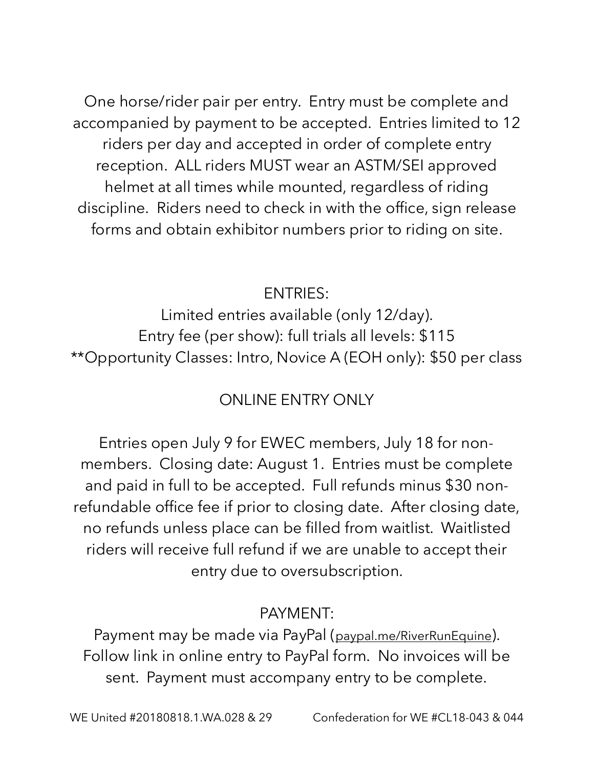One horse/rider pair per entry. Entry must be complete and accompanied by payment to be accepted. Entries limited to 12 riders per day and accepted in order of complete entry reception. ALL riders MUST wear an ASTM/SEI approved helmet at all times while mounted, regardless of riding discipline. Riders need to check in with the office, sign release forms and obtain exhibitor numbers prior to riding on site.

## ENTRIES:

Limited entries available (only 12/day).

Entry fee (per show): full trials all levels: $115

**Opportunity Classes: Intro, Novice A (EOH only): $50 per class

## ONLINE ENTRY ONLY

Entries open July 9 for EWEC members, July 18 for non-members. Closing date: August 1. Entries must be complete and paid in full to be accepted. Full refunds minus $30 non-refundable office fee if prior to closing date. After closing date, no refunds unless place can be filled from waitlist. Waitlisted riders will receive full refund if we are unable to accept their entry due to oversubscription.

## PAYMENT:

Payment may be made via PayPal (paypal.me/RiverRunEquine). Follow link in online entry to PayPal form. No invoices will be sent. Payment must accompany entry to be complete.

WE United #20180818.1.WA.028 & 29 Confederation for WE #CL18-043 & 044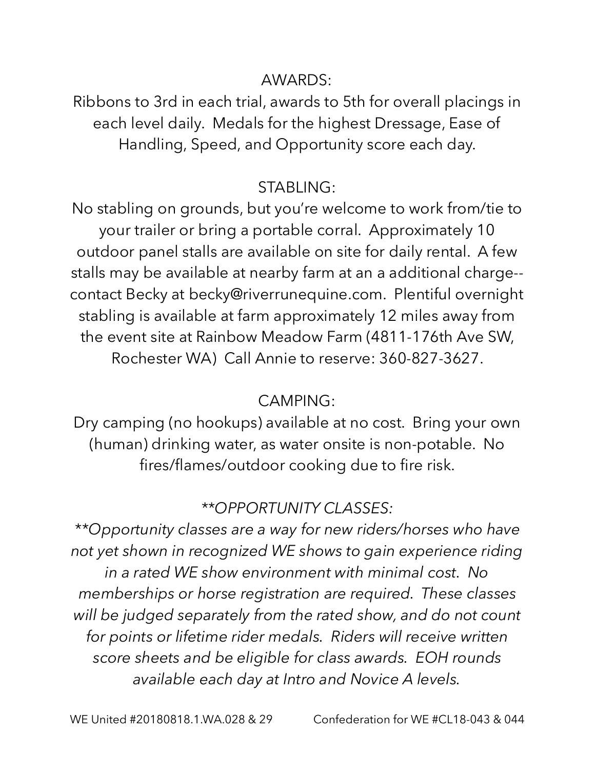## AWARDS:

Ribbons to 3rd in each trial, awards to 5th for overall placings in each level daily. Medals for the highest Dressage, Ease of Handling, Speed, and Opportunity score each day.

## STABLING:

No stabling on grounds, but you're welcome to work from/tie to your trailer or bring a portable corral. Approximately 10 outdoor panel stalls are available on site for daily rental. A few stalls may be available at nearby farm at an a additional charge--contact Becky at becky@riverrunequine.com. Plentiful overnight stabling is available at farm approximately 12 miles away from the event site at Rainbow Meadow Farm (4811-176th Ave SW, Rochester WA) Call Annie to reserve: 360-827-3627.

## CAMPING:

Dry camping (no hookups) available at no cost. Bring your own (human) drinking water, as water onsite is non-potable. No fires/flames/outdoor cooking due to fire risk.

## *\*\*OPPORTUNITY CLASSES:*

*\*\*Opportunity classes are a way for new riders/horses who have not yet shown in recognized WE shows to gain experience riding in a rated WE show environment with minimal cost. No memberships or horse registration are required. These classes will be judged separately from the rated show, and do not count for points or lifetime rider medals. Riders will receive written score sheets and be eligible for class awards. EOH rounds available each day at Intro and Novice A levels.*

WE United #20180818.1.WA.028 & 29 Confederation for WE #CL18-043 & 044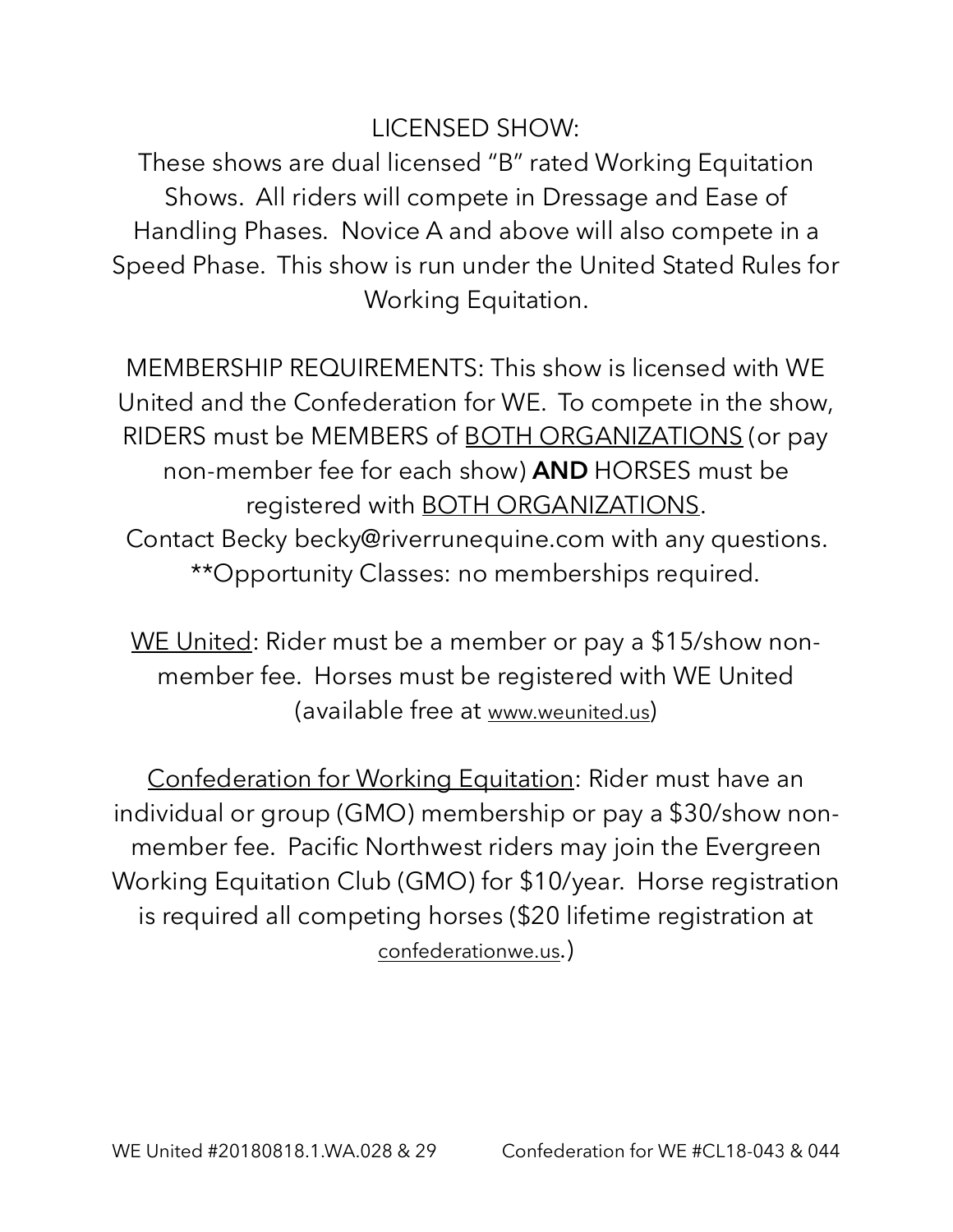LICENSED SHOW:

These shows are dual licensed "B" rated Working Equitation Shows. All riders will compete in Dressage and Ease of Handling Phases. Novice A and above will also compete in a Speed Phase. This show is run under the United Stated Rules for Working Equitation.

MEMBERSHIP REQUIREMENTS: This show is licensed with WE United and the Confederation for WE. To compete in the show, RIDERS must be MEMBERS of <u>BOTH ORGANIZATIONS</u> (or pay non-member fee for each show) **AND** HORSES must be registered with <u>BOTH ORGANIZATIONS</u>.
Contact Becky becky@riverrunequine.com with any questions.
**Opportunity Classes: no memberships required.

<u>WE United</u>: Rider must be a member or pay a $15/show non-member fee. Horses must be registered with WE United (available free at www.weunited.us)

<u>Confederation for Working Equitation</u>: Rider must have an individual or group (GMO) membership or pay a $30/show non-member fee. Pacific Northwest riders may join the Evergreen Working Equitation Club (GMO) for $10/year. Horse registration is required all competing horses ($20 lifetime registration at confederationwe.us.)

WE United #20180818.1.WA.028 & 29 Confederation for WE #CL18-043 & 044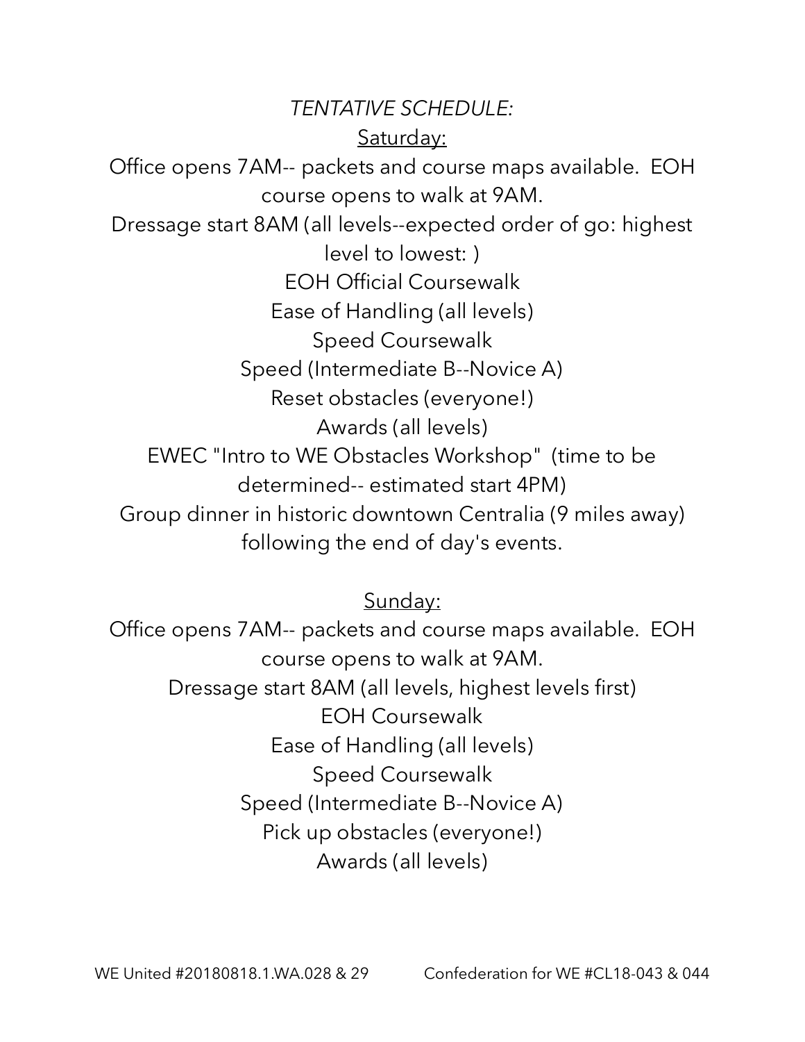*TENTATIVE SCHEDULE:*

<u>Saturday:</u>

Office opens 7AM-- packets and course maps available. EOH course opens to walk at 9AM.

Dressage start 8AM (all levels--expected order of go: highest level to lowest: )

EOH Official Coursewalk

Ease of Handling (all levels)

Speed Coursewalk

Speed (Intermediate B--Novice A)

Reset obstacles (everyone!)

Awards (all levels)

EWEC "Intro to WE Obstacles Workshop" (time to be determined-- estimated start 4PM)

Group dinner in historic downtown Centralia (9 miles away) following the end of day's events.

<u>Sunday:</u>

Office opens 7AM-- packets and course maps available. EOH course opens to walk at 9AM.

Dressage start 8AM (all levels, highest levels first)

EOH Coursewalk

Ease of Handling (all levels)

Speed Coursewalk

Speed (Intermediate B--Novice A)

Pick up obstacles (everyone!)

Awards (all levels)

WE United #20180818.1.WA.028 & 29 Confederation for WE #CL18-043 & 044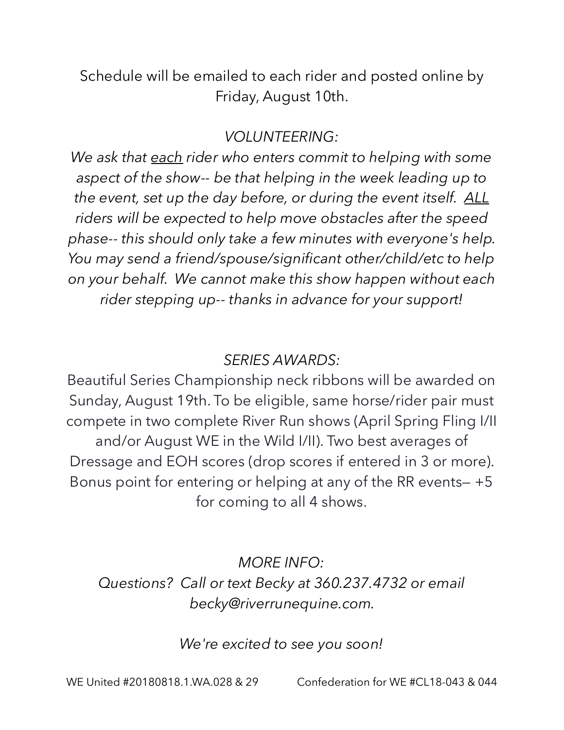Schedule will be emailed to each rider and posted online by Friday, August 10th.

*VOLUNTEERING:*

*We ask that each rider who enters commit to helping with some aspect of the show-- be that helping in the week leading up to the event, set up the day before, or during the event itself. ALL riders will be expected to help move obstacles after the speed phase-- this should only take a few minutes with everyone's help. You may send a friend/spouse/significant other/child/etc to help on your behalf. We cannot make this show happen without each rider stepping up-- thanks in advance for your support!*

*SERIES AWARDS:*

Beautiful Series Championship neck ribbons will be awarded on Sunday, August 19th. To be eligible, same horse/rider pair must compete in two complete River Run shows (April Spring Fling I/II and/or August WE in the Wild I/II). Two best averages of Dressage and EOH scores (drop scores if entered in 3 or more). Bonus point for entering or helping at any of the RR events— +5 for coming to all 4 shows.

*MORE INFO:*

*Questions? Call or text Becky at 360.237.4732 or email becky@riverrunequine.com.*

*We're excited to see you soon!*

WE United #20180818.1.WA.028 & 29 Confederation for WE #CL18-043 & 044